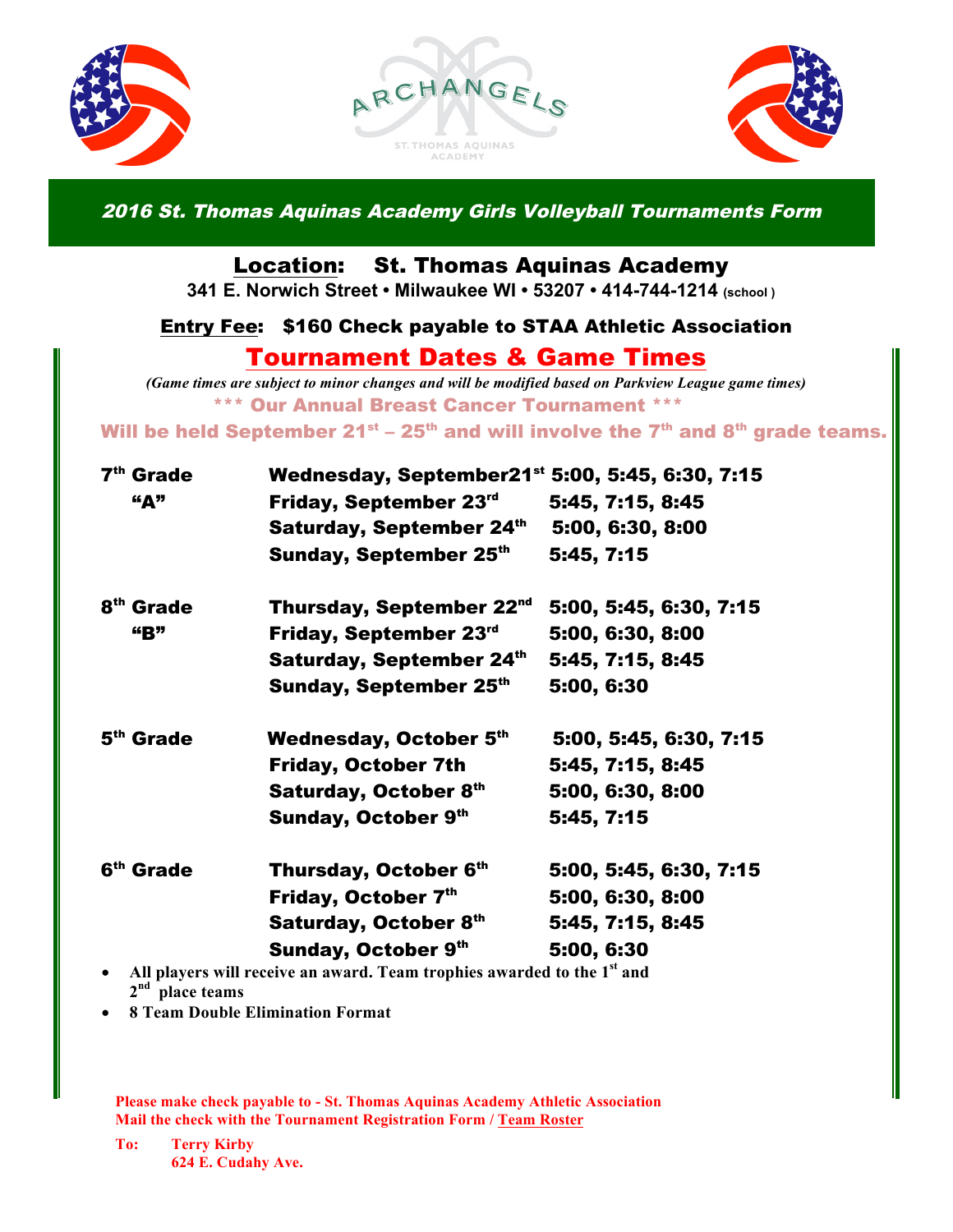ARCHANGELS

ST. THOMAS AQUINAS ACADEMY

## *2016 St. Thomas Aquinas Academy Girls Volleyball Tournaments Form*

**Location: St. Thomas Aquinas Academy**

**341 E. Norwich Street • Milwaukee WI • 53207 • 414-744-1214 (school)**

**Entry Fee: $160 Check payable to STAA Athletic Association**

## Tournament Dates & Game Times

***(Game times are subject to minor changes and will be modified based on Parkview League game times)***

**\*\*\* Our Annual Breast Cancer Tournament \*\*\***

**Will be held September 21st – 25th and will involve the 7th and 8th grade teams.**

| Grade | Date | Game Times |
|---|---|---|
| **7th Grade "A"** | **Wednesday, September 21st** | **5:00, 5:45, 6:30, 7:15** |
| | **Friday, September 23rd** | **5:45, 7:15, 8:45** |
| | **Saturday, September 24th** | **5:00, 6:30, 8:00** |
| | **Sunday, September 25th** | **5:45, 7:15** |
| **8th Grade "B"** | **Thursday, September 22nd** | **5:00, 5:45, 6:30, 7:15** |
| | **Friday, September 23rd** | **5:00, 6:30, 8:00** |
| | **Saturday, September 24th** | **5:45, 7:15, 8:45** |
| | **Sunday, September 25th** | **5:00, 6:30** |
| **5th Grade** | **Wednesday, October 5th** | **5:00, 5:45, 6:30, 7:15** |
| | **Friday, October 7th** | **5:45, 7:15, 8:45** |
| | **Saturday, October 8th** | **5:00, 6:30, 8:00** |
| | **Sunday, October 9th** | **5:45, 7:15** |
| **6th Grade** | **Thursday, October 6th** | **5:00, 5:45, 6:30, 7:15** |
| | **Friday, October 7th** | **5:00, 6:30, 8:00** |
| | **Saturday, October 8th** | **5:45, 7:15, 8:45** |
| | **Sunday, October 9th** | **5:00, 6:30** |

- **All players will receive an award. Team trophies awarded to the 1st and 2nd place teams**
- **8 Team Double Elimination Format**

**Please make check payable to - St. Thomas Aquinas Academy Athletic Association**
**Mail the check with the Tournament Registration Form / Team Roster**

**To: Terry Kirby**
**624 E. Cudahy Ave.**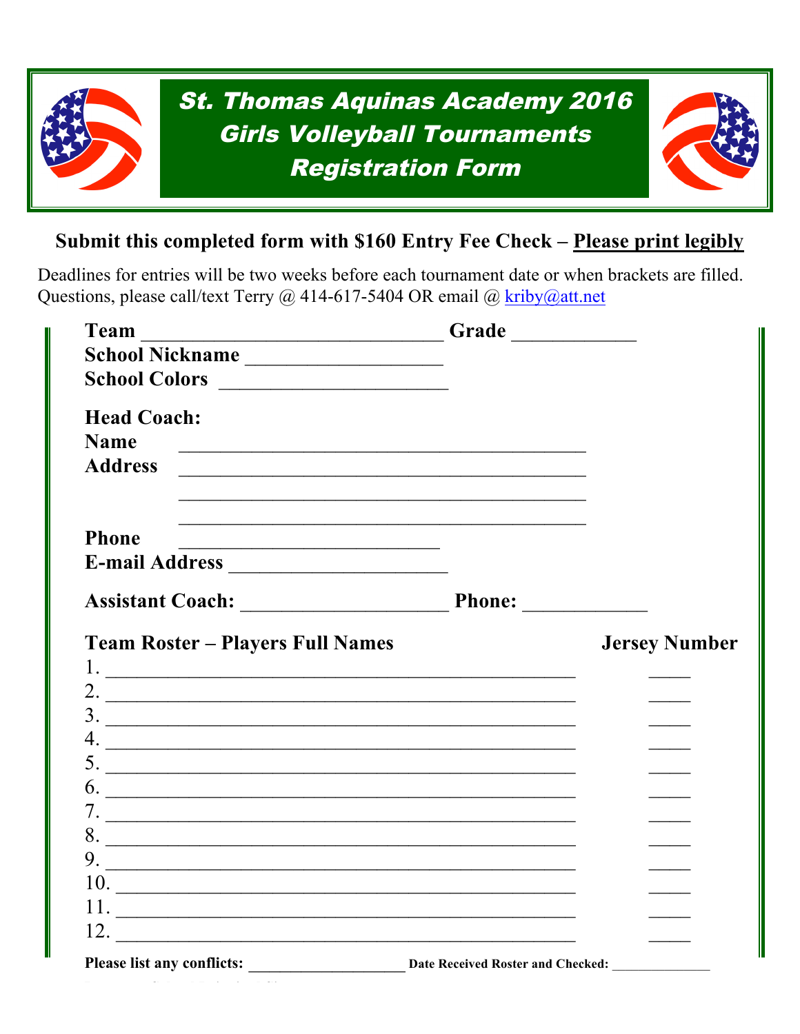# St. Thomas Aquinas Academy 2016 Girls Volleyball Tournaments Registration Form

**Submit this completed form with $160 Entry Fee Check – Please print legibly**

Deadlines for entries will be two weeks before each tournament date or when brackets are filled. Questions, please call/text Terry @ 414-617-5404 OR email @ kriby@att.net

**Team** ______________________________ **Grade** ____________

**School Nickname** ____________________

**School Colors** ______________________

**Head Coach:**

**Name** ________________________________________

**Address** ________________________________________

________________________________________

________________________________________

**Phone** __________________________

**E-mail Address** _____________________

**Assistant Coach:** ____________________ **Phone:** ____________

| Team Roster – Players Full Names | Jersey Number |
|---|---|
| 1. ______________________________ | ____ |
| 2. ______________________________ | ____ |
| 3. ______________________________ | ____ |
| 4. ______________________________ | ____ |
| 5. ______________________________ | ____ |
| 6. ______________________________ | ____ |
| 7. ______________________________ | ____ |
| 8. ______________________________ | ____ |
| 9. ______________________________ | ____ |
| 10. ______________________________ | ____ |
| 11. ______________________________ | ____ |
| 12. ______________________________ | ____ |

**Please list any conflicts:** ____________________ **Date Received Roster and Checked:** ______________